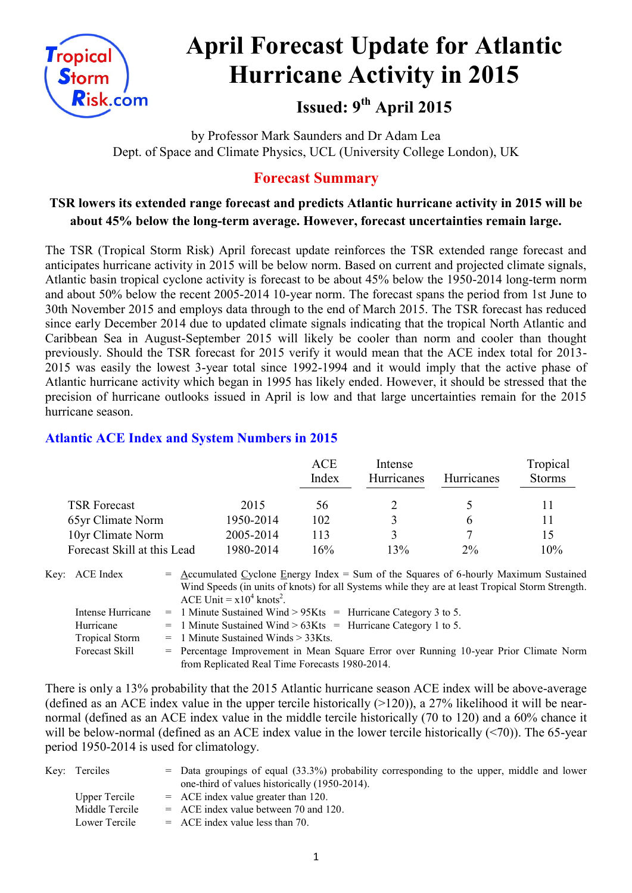# April Forecast Update for Atlantic Hurricane Activity in 2015

## Issued: 9th April 2015

by Professor Mark Saunders and Dr Adam Lea
Dept. of Space and Climate Physics, UCL (University College London), UK

## Forecast Summary

**TSR lowers its extended range forecast and predicts Atlantic hurricane activity in 2015 will be about 45% below the long-term average. However, forecast uncertainties remain large.**

The TSR (Tropical Storm Risk) April forecast update reinforces the TSR extended range forecast and anticipates hurricane activity in 2015 will be below norm. Based on current and projected climate signals, Atlantic basin tropical cyclone activity is forecast to be about 45% below the 1950-2014 long-term norm and about 50% below the recent 2005-2014 10-year norm. The forecast spans the period from 1st June to 30th November 2015 and employs data through to the end of March 2015. The TSR forecast has reduced since early December 2014 due to updated climate signals indicating that the tropical North Atlantic and Caribbean Sea in August-September 2015 will likely be cooler than norm and cooler than thought previously. Should the TSR forecast for 2015 verify it would mean that the ACE index total for 2013-2015 was easily the lowest 3-year total since 1992-1994 and it would imply that the active phase of Atlantic hurricane activity which began in 1995 has likely ended. However, it should be stressed that the precision of hurricane outlooks issued in April is low and that large uncertainties remain for the 2015 hurricane season.

### Atlantic ACE Index and System Numbers in 2015

| | | ACE Index | Intense Hurricanes | Hurricanes | Tropical Storms |
|---|---|---|---|---|---|
| TSR Forecast | 2015 | 56 | 2 | 5 | 11 |
| 65yr Climate Norm | 1950-2014 | 102 | 3 | 6 | 11 |
| 10yr Climate Norm | 2005-2014 | 113 | 3 | 7 | 15 |
| Forecast Skill at this Lead | 1980-2014 | 16% | 13% | 2% | 10% |

Key:
- ACE Index = Accumulated Cyclone Energy Index = Sum of the Squares of 6-hourly Maximum Sustained Wind Speeds (in units of knots) for all Systems while they are at least Tropical Storm Strength. ACE Unit = $x10^4$ knots$^2$.
- Intense Hurricane = 1 Minute Sustained Wind > 95Kts = Hurricane Category 3 to 5.
- Hurricane = 1 Minute Sustained Wind > 63Kts = Hurricane Category 1 to 5.
- Tropical Storm = 1 Minute Sustained Winds > 33Kts.
- Forecast Skill = Percentage Improvement in Mean Square Error over Running 10-year Prior Climate Norm from Replicated Real Time Forecasts 1980-2014.

There is only a 13% probability that the 2015 Atlantic hurricane season ACE index will be above-average (defined as an ACE index value in the upper tercile historically (>120)), a 27% likelihood it will be near-normal (defined as an ACE index value in the middle tercile historically (70 to 120) and a 60% chance it will be below-normal (defined as an ACE index value in the lower tercile historically (<70)). The 65-year period 1950-2014 is used for climatology.

Key:
- Terciles = Data groupings of equal (33.3%) probability corresponding to the upper, middle and lower one-third of values historically (1950-2014).
- Upper Tercile = ACE index value greater than 120.
- Middle Tercile = ACE index value between 70 and 120.
- Lower Tercile = ACE index value less than 70.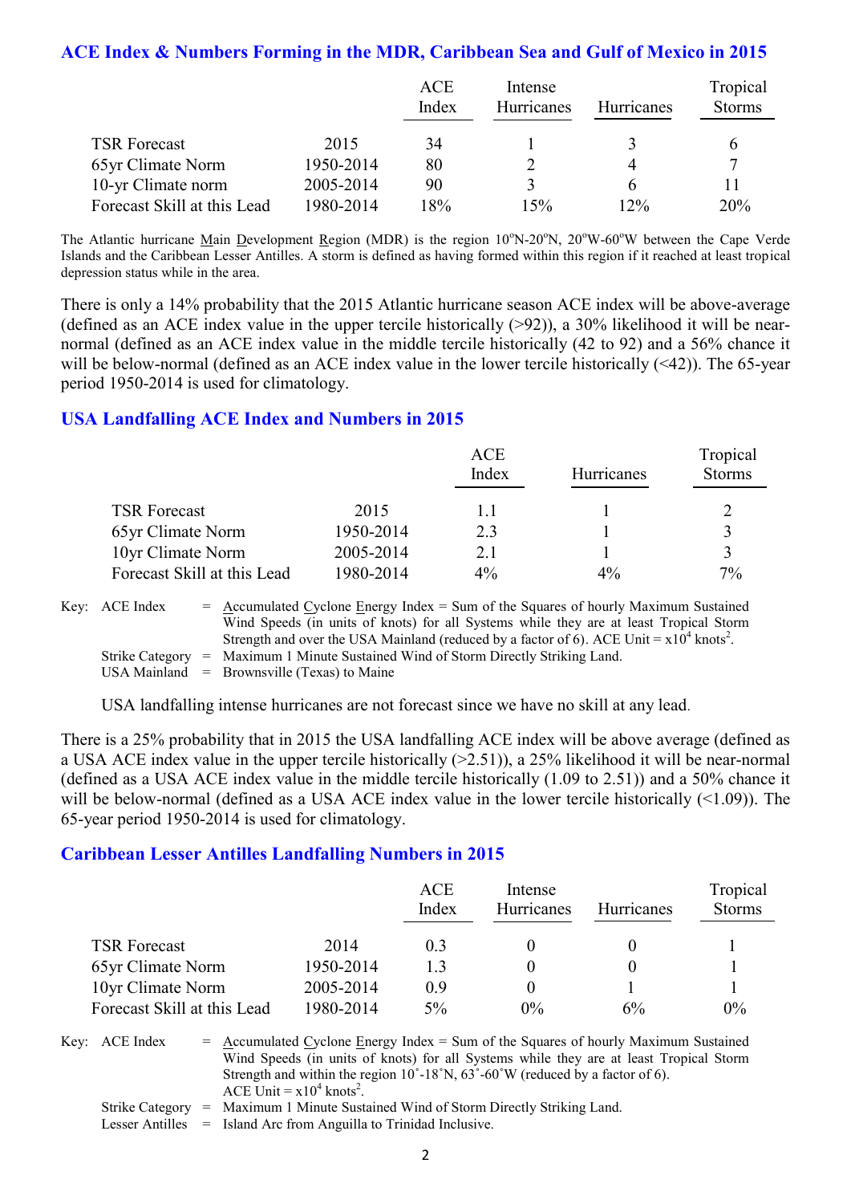## ACE Index & Numbers Forming in the MDR, Caribbean Sea and Gulf of Mexico in 2015

| | | ACE Index | Intense Hurricanes | Hurricanes | Tropical Storms |
|---|---|---|---|---|---|
| TSR Forecast | 2015 | 34 | 1 | 3 | 6 |
| 65yr Climate Norm | 1950-2014 | 80 | 2 | 4 | 7 |
| 10-yr Climate norm | 2005-2014 | 90 | 3 | 6 | 11 |
| Forecast Skill at this Lead | 1980-2014 | 18% | 15% | 12% | 20% |

The Atlantic hurricane Main Development Region (MDR) is the region 10°N-20°N, 20°W-60°W between the Cape Verde Islands and the Caribbean Lesser Antilles. A storm is defined as having formed within this region if it reached at least tropical depression status while in the area.

There is only a 14% probability that the 2015 Atlantic hurricane season ACE index will be above-average (defined as an ACE index value in the upper tercile historically (>92)), a 30% likelihood it will be near-normal (defined as an ACE index value in the middle tercile historically (42 to 92) and a 56% chance it will be below-normal (defined as an ACE index value in the lower tercile historically (<42)). The 65-year period 1950-2014 is used for climatology.

## USA Landfalling ACE Index and Numbers in 2015

| | | ACE Index | Hurricanes | Tropical Storms |
|---|---|---|---|---|
| TSR Forecast | 2015 | 1.1 | 1 | 2 |
| 65yr Climate Norm | 1950-2014 | 2.3 | 1 | 3 |
| 10yr Climate Norm | 2005-2014 | 2.1 | 1 | 3 |
| Forecast Skill at this Lead | 1980-2014 | 4% | 4% | 7% |

Key: ACE Index = Accumulated Cyclone Energy Index = Sum of the Squares of hourly Maximum Sustained Wind Speeds (in units of knots) for all Systems while they are at least Tropical Storm Strength and over the USA Mainland (reduced by a factor of 6). ACE Unit = $x10^4$ knots$^2$.
Strike Category = Maximum 1 Minute Sustained Wind of Storm Directly Striking Land.
USA Mainland = Brownsville (Texas) to Maine

USA landfalling intense hurricanes are not forecast since we have no skill at any lead.

There is a 25% probability that in 2015 the USA landfalling ACE index will be above average (defined as a USA ACE index value in the upper tercile historically (>2.51)), a 25% likelihood it will be near-normal (defined as a USA ACE index value in the middle tercile historically (1.09 to 2.51)) and a 50% chance it will be below-normal (defined as a USA ACE index value in the lower tercile historically (<1.09)). The 65-year period 1950-2014 is used for climatology.

## Caribbean Lesser Antilles Landfalling Numbers in 2015

| | | ACE Index | Intense Hurricanes | Hurricanes | Tropical Storms |
|---|---|---|---|---|---|
| TSR Forecast | 2014 | 0.3 | 0 | 0 | 1 |
| 65yr Climate Norm | 1950-2014 | 1.3 | 0 | 0 | 1 |
| 10yr Climate Norm | 2005-2014 | 0.9 | 0 | 1 | 1 |
| Forecast Skill at this Lead | 1980-2014 | 5% | 0% | 6% | 0% |

Key: ACE Index = Accumulated Cyclone Energy Index = Sum of the Squares of hourly Maximum Sustained Wind Speeds (in units of knots) for all Systems while they are at least Tropical Storm Strength and within the region 10˚-18˚N, 63˚-60˚W (reduced by a factor of 6). ACE Unit = $x10^4$ knots$^2$.
Strike Category = Maximum 1 Minute Sustained Wind of Storm Directly Striking Land.
Lesser Antilles = Island Arc from Anguilla to Trinidad Inclusive.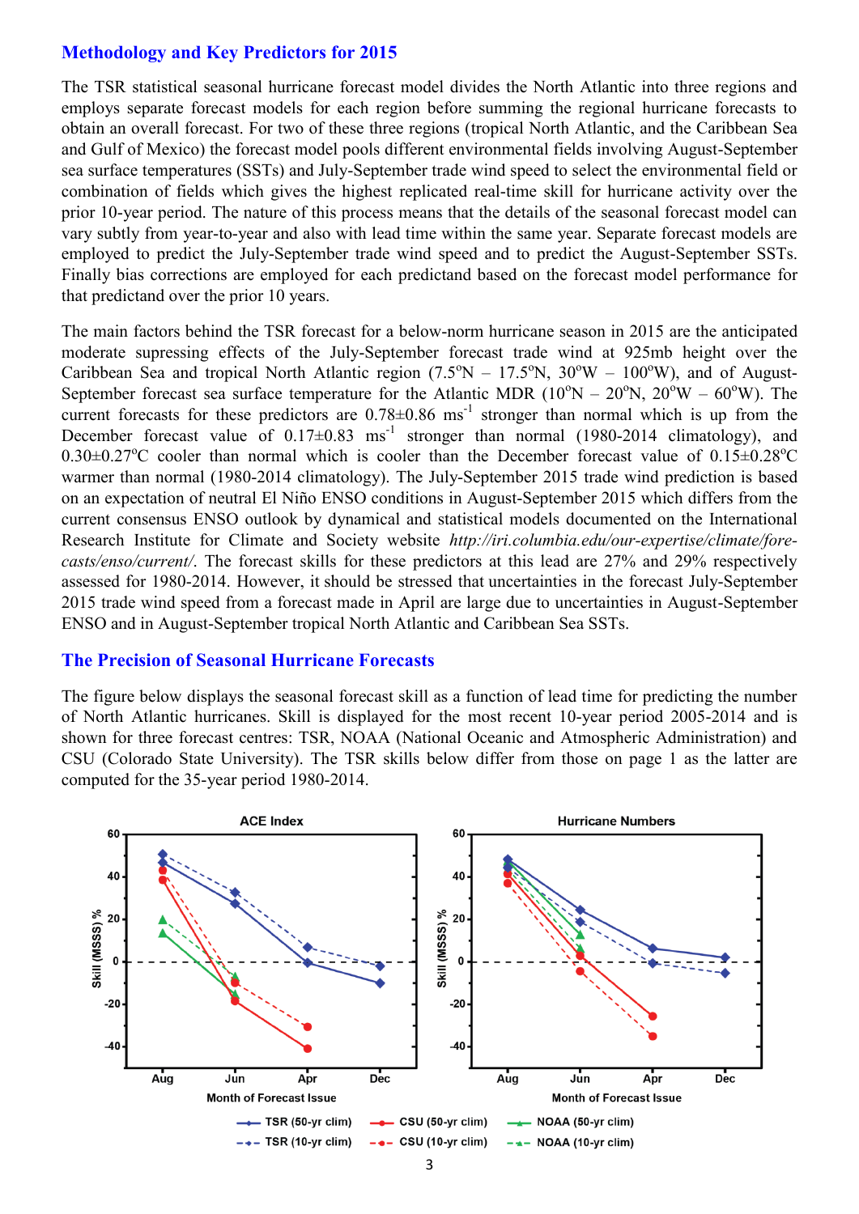## Methodology and Key Predictors for 2015

The TSR statistical seasonal hurricane forecast model divides the North Atlantic into three regions and employs separate forecast models for each region before summing the regional hurricane forecasts to obtain an overall forecast. For two of these three regions (tropical North Atlantic, and the Caribbean Sea and Gulf of Mexico) the forecast model pools different environmental fields involving August-September sea surface temperatures (SSTs) and July-September trade wind speed to select the environmental field or combination of fields which gives the highest replicated real-time skill for hurricane activity over the prior 10-year period. The nature of this process means that the details of the seasonal forecast model can vary subtly from year-to-year and also with lead time within the same year. Separate forecast models are employed to predict the July-September trade wind speed and to predict the August-September SSTs. Finally bias corrections are employed for each predictand based on the forecast model performance for that predictand over the prior 10 years.

The main factors behind the TSR forecast for a below-norm hurricane season in 2015 are the anticipated moderate supressing effects of the July-September forecast trade wind at 925mb height over the Caribbean Sea and tropical North Atlantic region (7.5°N – 17.5°N, 30°W – 100°W), and of August-September forecast sea surface temperature for the Atlantic MDR (10°N – 20°N, 20°W – 60°W). The current forecasts for these predictors are $0.78\pm0.86$ ms$^{-1}$ stronger than normal which is up from the December forecast value of $0.17\pm0.83$ ms$^{-1}$ stronger than normal (1980-2014 climatology), and $0.30\pm0.27$°C cooler than normal which is cooler than the December forecast value of $0.15\pm0.28$°C warmer than normal (1980-2014 climatology). The July-September 2015 trade wind prediction is based on an expectation of neutral El Niño ENSO conditions in August-September 2015 which differs from the current consensus ENSO outlook by dynamical and statistical models documented on the International Research Institute for Climate and Society website *http://iri.columbia.edu/our-expertise/climate/forecasts/enso/current/*. The forecast skills for these predictors at this lead are 27% and 29% respectively assessed for 1980-2014. However, it should be stressed that uncertainties in the forecast July-September 2015 trade wind speed from a forecast made in April are large due to uncertainties in August-September ENSO and in August-September tropical North Atlantic and Caribbean Sea SSTs.

## The Precision of Seasonal Hurricane Forecasts

The figure below displays the seasonal forecast skill as a function of lead time for predicting the number of North Atlantic hurricanes. Skill is displayed for the most recent 10-year period 2005-2014 and is shown for three forecast centres: TSR, NOAA (National Oceanic and Atmospheric Administration) and CSU (Colorado State University). The TSR skills below differ from those on page 1 as the latter are computed for the 35-year period 1980-2014.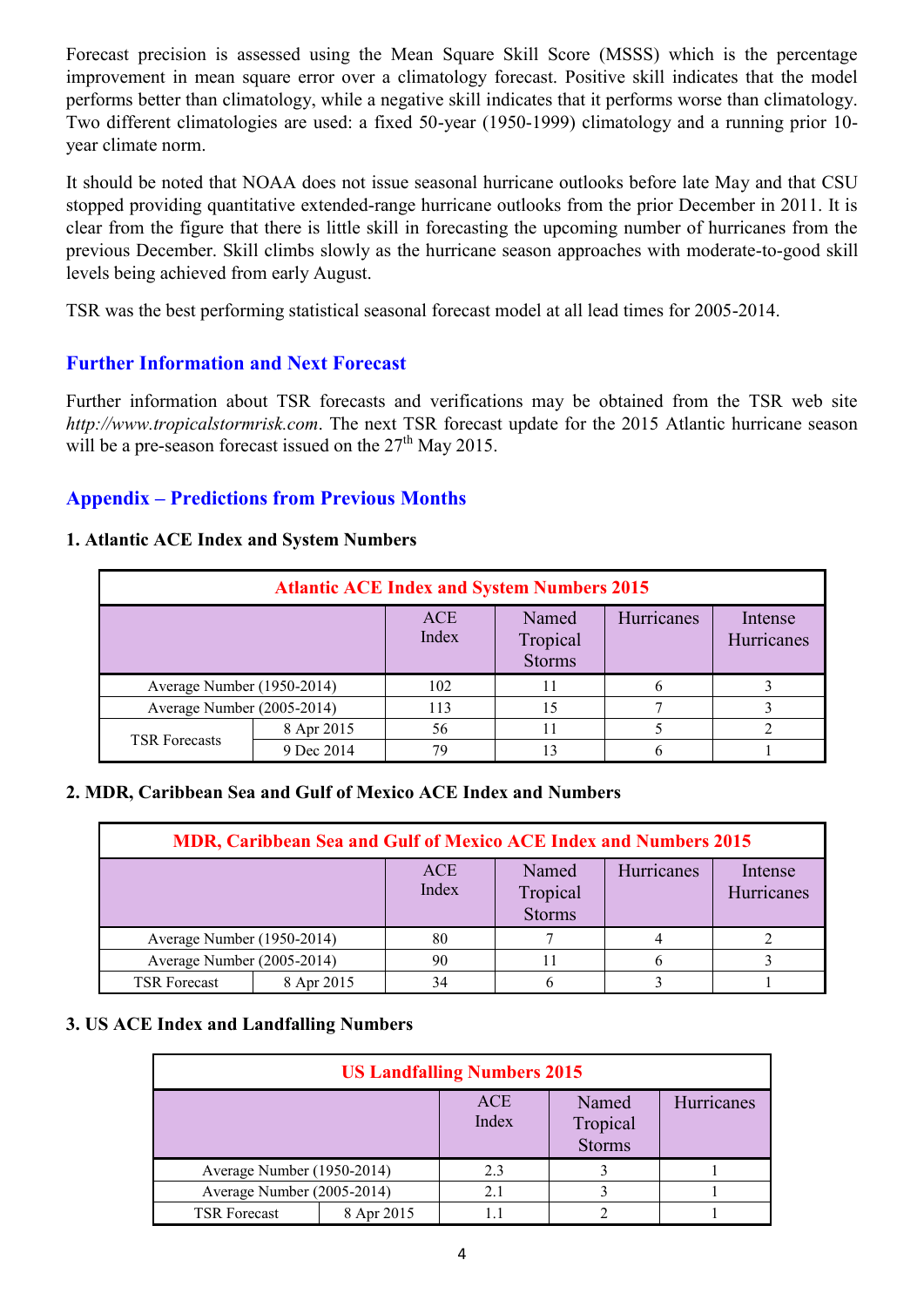Forecast precision is assessed using the Mean Square Skill Score (MSSS) which is the percentage improvement in mean square error over a climatology forecast. Positive skill indicates that the model performs better than climatology, while a negative skill indicates that it performs worse than climatology. Two different climatologies are used: a fixed 50-year (1950-1999) climatology and a running prior 10-year climate norm.

It should be noted that NOAA does not issue seasonal hurricane outlooks before late May and that CSU stopped providing quantitative extended-range hurricane outlooks from the prior December in 2011. It is clear from the figure that there is little skill in forecasting the upcoming number of hurricanes from the previous December. Skill climbs slowly as the hurricane season approaches with moderate-to-good skill levels being achieved from early August.

TSR was the best performing statistical seasonal forecast model at all lead times for 2005-2014.

## Further Information and Next Forecast

Further information about TSR forecasts and verifications may be obtained from the TSR web site *http://www.tropicalstormrisk.com*. The next TSR forecast update for the 2015 Atlantic hurricane season will be a pre-season forecast issued on the 27th May 2015.

## Appendix – Predictions from Previous Months

### 1. Atlantic ACE Index and System Numbers

| Atlantic ACE Index and System Numbers 2015 | | | | | |
|---|---|---|---|---|---|
| | | ACE Index | Named Tropical Storms | Hurricanes | Intense Hurricanes |
| Average Number (1950-2014) | | 102 | 11 | 6 | 3 |
| Average Number (2005-2014) | | 113 | 15 | 7 | 3 |
| TSR Forecasts | 8 Apr 2015 | 56 | 11 | 5 | 2 |
| | 9 Dec 2014 | 79 | 13 | 6 | 1 |

### 2. MDR, Caribbean Sea and Gulf of Mexico ACE Index and Numbers

| MDR, Caribbean Sea and Gulf of Mexico ACE Index and Numbers 2015 | | | | | |
|---|---|---|---|---|---|
| | | ACE Index | Named Tropical Storms | Hurricanes | Intense Hurricanes |
| Average Number (1950-2014) | | 80 | 7 | 4 | 2 |
| Average Number (2005-2014) | | 90 | 11 | 6 | 3 |
| TSR Forecast | 8 Apr 2015 | 34 | 6 | 3 | 1 |

### 3. US ACE Index and Landfalling Numbers

| US Landfalling Numbers 2015 | | | | |
|---|---|---|---|---|
| | | ACE Index | Named Tropical Storms | Hurricanes |
| Average Number (1950-2014) | | 2.3 | 3 | 1 |
| Average Number (2005-2014) | | 2.1 | 3 | 1 |
| TSR Forecast | 8 Apr 2015 | 1.1 | 2 | 1 |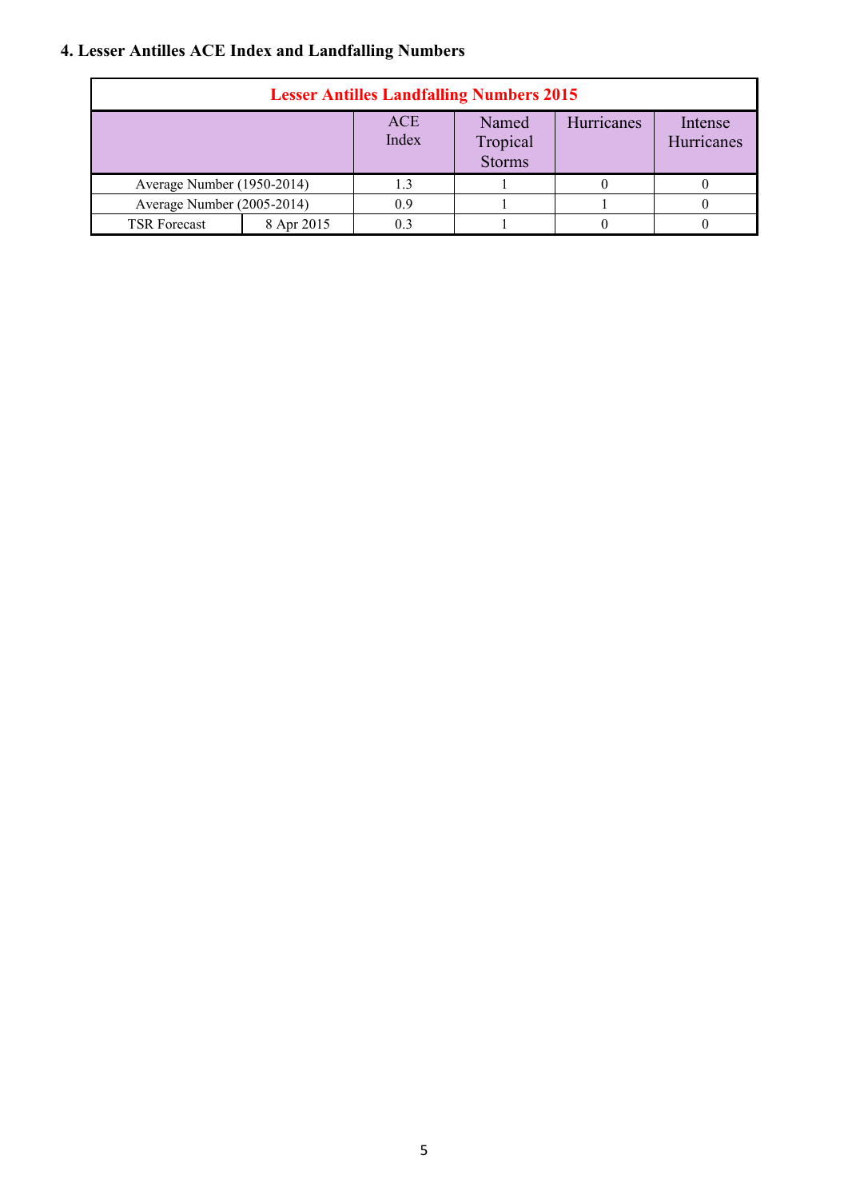## 4. Lesser Antilles ACE Index and Landfalling Numbers

| Lesser Antilles Landfalling Numbers 2015 | | | | | |
|---|---|---|---|---|---|
| | | ACE Index | Named Tropical Storms | Hurricanes | Intense Hurricanes |
| Average Number (1950-2014) | | 1.3 | 1 | 0 | 0 |
| Average Number (2005-2014) | | 0.9 | 1 | 1 | 0 |
| TSR Forecast | 8 Apr 2015 | 0.3 | 1 | 0 | 0 |